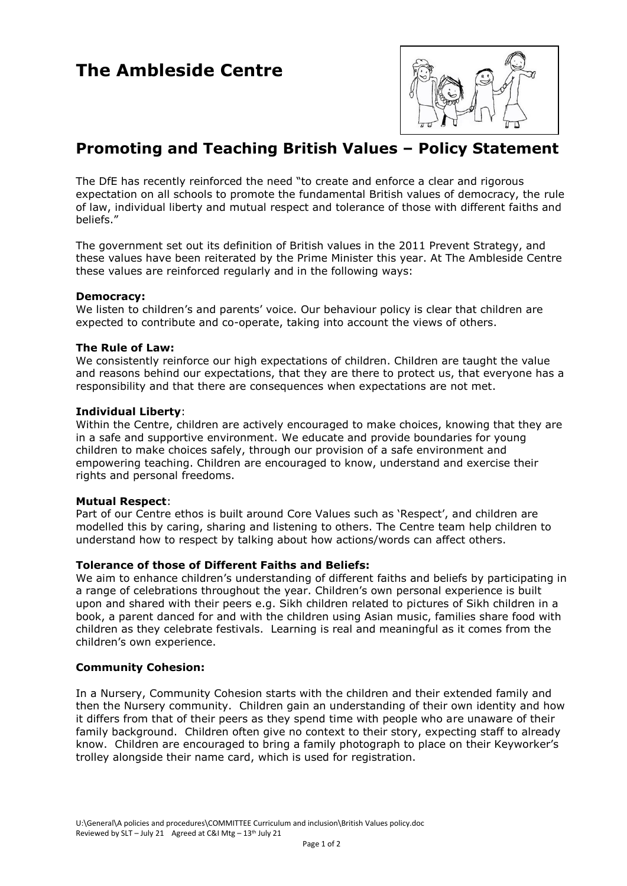# The Ambleside Centre

## Promoting and Teaching British Values – Policy Statement

The DfE has recently reinforced the need "to create and enforce a clear and rigorous expectation on all schools to promote the fundamental British values of democracy, the rule of law, individual liberty and mutual respect and tolerance of those with different faiths and beliefs."

The government set out its definition of British values in the 2011 Prevent Strategy, and these values have been reiterated by the Prime Minister this year. At The Ambleside Centre these values are reinforced regularly and in the following ways:

**Democracy:**
We listen to children's and parents' voice. Our behaviour policy is clear that children are expected to contribute and co-operate, taking into account the views of others.

**The Rule of Law:**
We consistently reinforce our high expectations of children. Children are taught the value and reasons behind our expectations, that they are there to protect us, that everyone has a responsibility and that there are consequences when expectations are not met.

**Individual Liberty**:
Within the Centre, children are actively encouraged to make choices, knowing that they are in a safe and supportive environment. We educate and provide boundaries for young children to make choices safely, through our provision of a safe environment and empowering teaching. Children are encouraged to know, understand and exercise their rights and personal freedoms.

**Mutual Respect**:
Part of our Centre ethos is built around Core Values such as 'Respect', and children are modelled this by caring, sharing and listening to others. The Centre team help children to understand how to respect by talking about how actions/words can affect others.

**Tolerance of those of Different Faiths and Beliefs:**
We aim to enhance children's understanding of different faiths and beliefs by participating in a range of celebrations throughout the year. Children's own personal experience is built upon and shared with their peers e.g. Sikh children related to pictures of Sikh children in a book, a parent danced for and with the children using Asian music, families share food with children as they celebrate festivals. Learning is real and meaningful as it comes from the children's own experience.

**Community Cohesion:**

In a Nursery, Community Cohesion starts with the children and their extended family and then the Nursery community. Children gain an understanding of their own identity and how it differs from that of their peers as they spend time with people who are unaware of their family background. Children often give no context to their story, expecting staff to already know. Children are encouraged to bring a family photograph to place on their Keyworker's trolley alongside their name card, which is used for registration.

U:\General\A policies and procedures\COMMITTEE Curriculum and inclusion\British Values policy.doc
Reviewed by SLT – July 21 Agreed at C&I Mtg – 13th July 21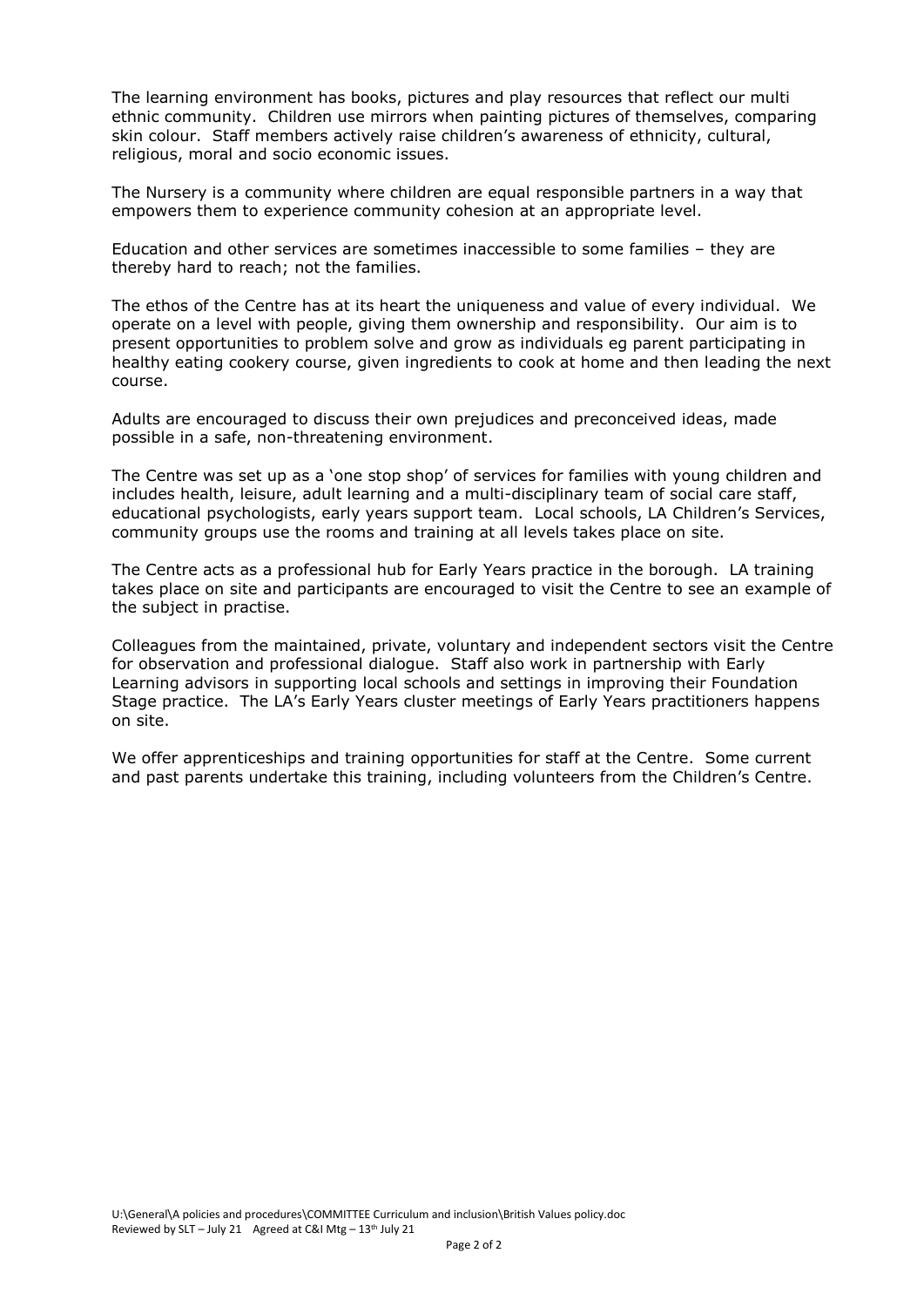The learning environment has books, pictures and play resources that reflect our multi ethnic community. Children use mirrors when painting pictures of themselves, comparing skin colour. Staff members actively raise children's awareness of ethnicity, cultural, religious, moral and socio economic issues.

The Nursery is a community where children are equal responsible partners in a way that empowers them to experience community cohesion at an appropriate level.

Education and other services are sometimes inaccessible to some families – they are thereby hard to reach; not the families.

The ethos of the Centre has at its heart the uniqueness and value of every individual. We operate on a level with people, giving them ownership and responsibility. Our aim is to present opportunities to problem solve and grow as individuals eg parent participating in healthy eating cookery course, given ingredients to cook at home and then leading the next course.

Adults are encouraged to discuss their own prejudices and preconceived ideas, made possible in a safe, non-threatening environment.

The Centre was set up as a 'one stop shop' of services for families with young children and includes health, leisure, adult learning and a multi-disciplinary team of social care staff, educational psychologists, early years support team. Local schools, LA Children's Services, community groups use the rooms and training at all levels takes place on site.

The Centre acts as a professional hub for Early Years practice in the borough. LA training takes place on site and participants are encouraged to visit the Centre to see an example of the subject in practise.

Colleagues from the maintained, private, voluntary and independent sectors visit the Centre for observation and professional dialogue. Staff also work in partnership with Early Learning advisors in supporting local schools and settings in improving their Foundation Stage practice. The LA's Early Years cluster meetings of Early Years practitioners happens on site.

We offer apprenticeships and training opportunities for staff at the Centre. Some current and past parents undertake this training, including volunteers from the Children's Centre.

U:\General\A policies and procedures\COMMITTEE Curriculum and inclusion\British Values policy.doc
Reviewed by SLT – July 21 Agreed at C&I Mtg – 13th July 21